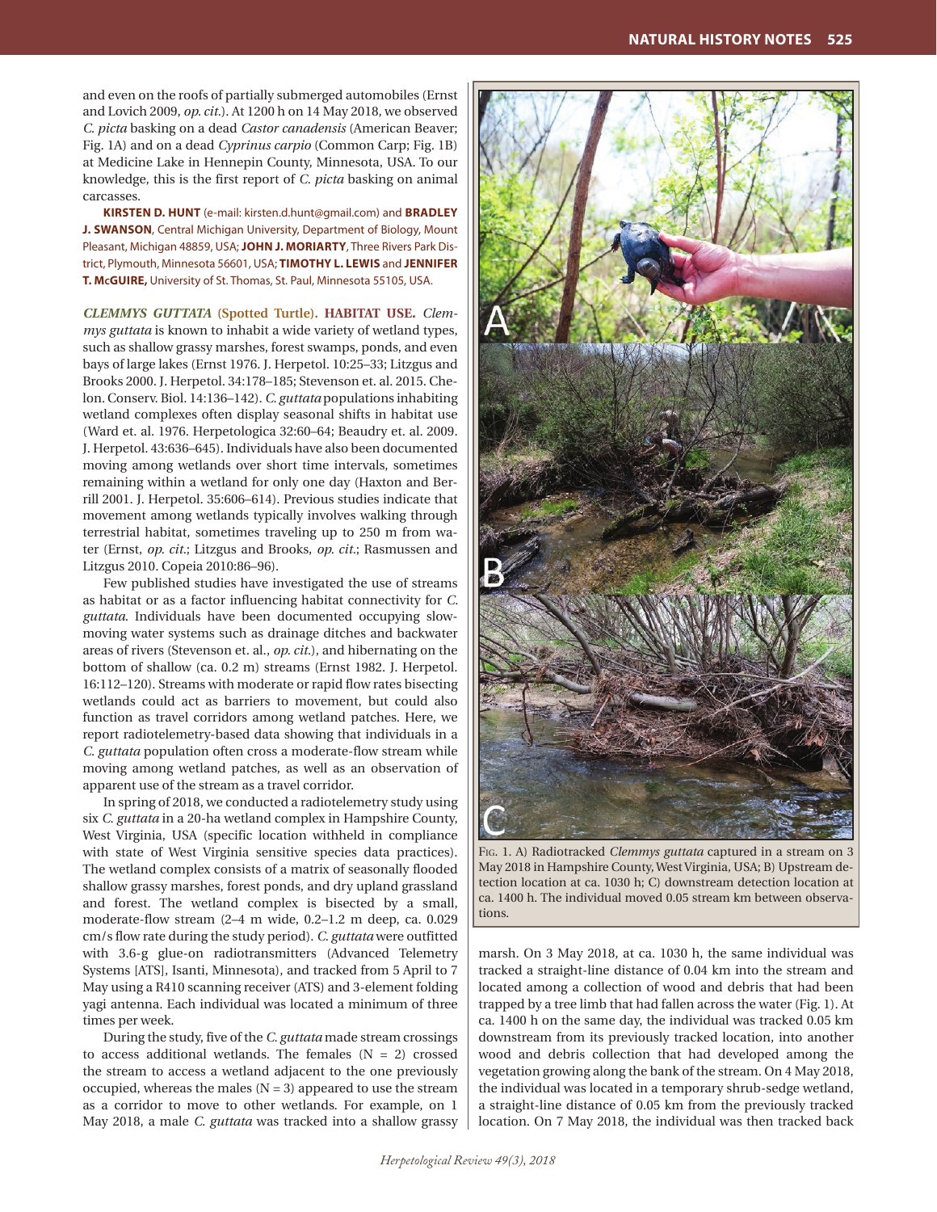and even on the roofs of partially submerged automobiles (Ernst and Lovich 2009, *op. cit.*). At 1200 h on 14 May 2018, we observed *C. picta* basking on a dead *Castor canadensis* (American Beaver; Fig. 1A) and on a dead *Cyprinus carpio* (Common Carp; Fig. 1B) at Medicine Lake in Hennepin County, Minnesota, USA. To our knowledge, this is the first report of *C. picta* basking on animal carcasses.

**KIRSTEN D. HUNT** (e-mail: kirsten.d.hunt@gmail.com) and **BRADLEY J. SWANSON**, Central Michigan University, Department of Biology, Mount Pleasant, Michigan 48859, USA; **JOHN J. MORIARTY**, Three Rivers Park District, Plymouth, Minnesota 56601, USA; **TIMOTHY L. LEWIS** and **JENNIFER T. McGUIRE,** University of St. Thomas, St. Paul, Minnesota 55105, USA.

***CLEMMYS GUTTATA* (Spotted Turtle). HABITAT USE.** *Clemmys guttata* is known to inhabit a wide variety of wetland types, such as shallow grassy marshes, forest swamps, ponds, and even bays of large lakes (Ernst 1976. J. Herpetol. 10:25–33; Litzgus and Brooks 2000. J. Herpetol. 34:178–185; Stevenson et. al. 2015. Chelon. Conserv. Biol. 14:136–142). *C. guttata* populations inhabiting wetland complexes often display seasonal shifts in habitat use (Ward et. al. 1976. Herpetologica 32:60–64; Beaudry et. al. 2009. J. Herpetol. 43:636–645). Individuals have also been documented moving among wetlands over short time intervals, sometimes remaining within a wetland for only one day (Haxton and Berrill 2001. J. Herpetol. 35:606–614). Previous studies indicate that movement among wetlands typically involves walking through terrestrial habitat, sometimes traveling up to 250 m from water (Ernst, *op. cit.*; Litzgus and Brooks, *op. cit.*; Rasmussen and Litzgus 2010. Copeia 2010:86–96).

Few published studies have investigated the use of streams as habitat or as a factor influencing habitat connectivity for *C. guttata*. Individuals have been documented occupying slow-moving water systems such as drainage ditches and backwater areas of rivers (Stevenson et. al., *op. cit.*), and hibernating on the bottom of shallow (ca. 0.2 m) streams (Ernst 1982. J. Herpetol. 16:112–120). Streams with moderate or rapid flow rates bisecting wetlands could act as barriers to movement, but could also function as travel corridors among wetland patches. Here, we report radiotelemetry-based data showing that individuals in a *C. guttata* population often cross a moderate-flow stream while moving among wetland patches, as well as an observation of apparent use of the stream as a travel corridor.

In spring of 2018, we conducted a radiotelemetry study using six *C. guttata* in a 20-ha wetland complex in Hampshire County, West Virginia, USA (specific location withheld in compliance with state of West Virginia sensitive species data practices). The wetland complex consists of a matrix of seasonally flooded shallow grassy marshes, forest ponds, and dry upland grassland and forest. The wetland complex is bisected by a small, moderate-flow stream (2–4 m wide, 0.2–1.2 m deep, ca. 0.029 cm/s flow rate during the study period). *C. guttata* were outfitted with 3.6-g glue-on radiotransmitters (Advanced Telemetry Systems [ATS], Isanti, Minnesota), and tracked from 5 April to 7 May using a R410 scanning receiver (ATS) and 3-element folding yagi antenna. Each individual was located a minimum of three times per week.

During the study, five of the *C. guttata* made stream crossings to access additional wetlands. The females (N = 2) crossed the stream to access a wetland adjacent to the one previously occupied, whereas the males (N = 3) appeared to use the stream as a corridor to move to other wetlands. For example, on 1 May 2018, a male *C. guttata* was tracked into a shallow grassy marsh. On 3 May 2018, at ca. 1030 h, the same individual was tracked a straight-line distance of 0.04 km into the stream and located among a collection of wood and debris that had been trapped by a tree limb that had fallen across the water (Fig. 1). At ca. 1400 h on the same day, the individual was tracked 0.05 km downstream from its previously tracked location, into another wood and debris collection that had developed among the vegetation growing along the bank of the stream. On 4 May 2018, the individual was located in a temporary shrub-sedge wetland, a straight-line distance of 0.05 km from the previously tracked location. On 7 May 2018, the individual was then tracked back

Fig. 1. A) Radiotracked *Clemmys guttata* captured in a stream on 3 May 2018 in Hampshire County, West Virginia, USA; B) Upstream detection location at ca. 1030 h; C) downstream detection location at ca. 1400 h. The individual moved 0.05 stream km between observations.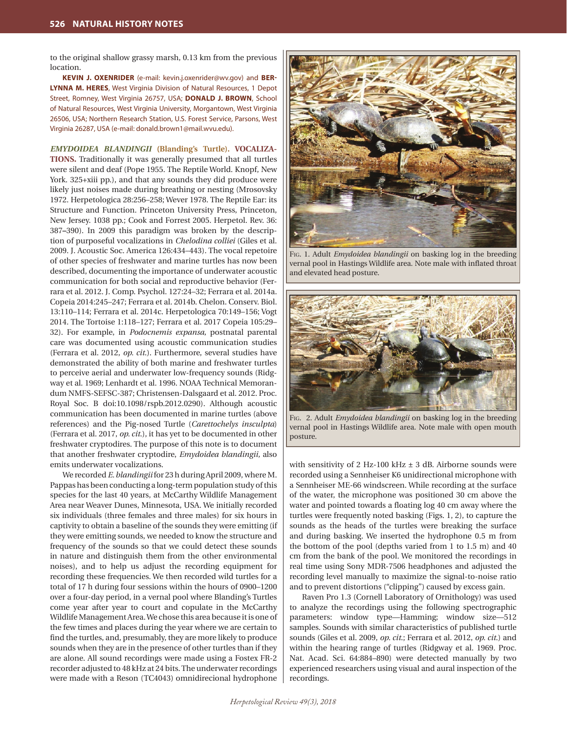to the original shallow grassy marsh, 0.13 km from the previous location.

**KEVIN J. OXENRIDER** (e-mail: kevin.j.oxenrider@wv.gov) and **BERLYNNA M. HERES**, West Virginia Division of Natural Resources, 1 Depot Street, Romney, West Virginia 26757, USA; **DONALD J. BROWN**, School of Natural Resources, West Virginia University, Morgantown, West Virginia 26506, USA; Northern Research Station, U.S. Forest Service, Parsons, West Virginia 26287, USA (e-mail: donald.brown1@mail.wvu.edu).

***EMYDOIDEA BLANDINGII*** **(Blanding's Turtle). VOCALIZATIONS.** Traditionally it was generally presumed that all turtles were silent and deaf (Pope 1955. The Reptile World. Knopf, New York. 325+xiii pp.), and that any sounds they did produce were likely just noises made during breathing or nesting (Mrosovsky 1972. Herpetologica 28:256–258; Wever 1978. The Reptile Ear: its Structure and Function. Princeton University Press, Princeton, New Jersey. 1038 pp.; Cook and Forrest 2005. Herpetol. Rev. 36: 387–390). In 2009 this paradigm was broken by the description of purposeful vocalizations in *Chelodina colliei* (Giles et al. 2009. J. Acoustic Soc. America 126:434–443). The vocal repetoire of other species of freshwater and marine turtles has now been described, documenting the importance of underwater acoustic communication for both social and reproductive behavior (Ferrara et al. 2012. J. Comp. Psychol. 127:24–32; Ferrara et al. 2014a. Copeia 2014:245–247; Ferrara et al. 2014b. Chelon. Conserv. Biol. 13:110–114; Ferrara et al. 2014c. Herpetologica 70:149–156; Vogt 2014. The Tortoise 1:118–127; Ferrara et al. 2017 Copeia 105:29–32). For example, in *Podocnemis expansa,* postnatal parental care was documented using acoustic communication studies (Ferrara et al. 2012, *op. cit.*). Furthermore, several studies have demonstrated the ability of both marine and freshwater turtles to perceive aerial and underwater low-frequency sounds (Ridgway et al. 1969; Lenhardt et al. 1996. NOAA Technical Memorandum NMFS-SEFSC-387; Christensen-Dalsgaard et al. 2012. Proc. Royal Soc. B doi:10.1098/rspb.2012.0290). Although acoustic communication has been documented in marine turtles (above references) and the Pig-nosed Turtle (*Carettochelys insculpta*) (Ferrara et al. 2017, *op. cit.*), it has yet to be documented in other freshwater cryptodires. The purpose of this note is to document that another freshwater cryptodire, *Emydoidea blandingii,* also emits underwater vocalizations.

We recorded *E. blandingii* for 23 h during April 2009, where M. Pappas has been conducting a long-term population study of this species for the last 40 years, at McCarthy Wildlife Management Area near Weaver Dunes, Minnesota, USA. We initially recorded six individuals (three females and three males) for six hours in captivity to obtain a baseline of the sounds they were emitting (if they were emitting sounds, we needed to know the structure and frequency of the sounds so that we could detect these sounds in nature and distinguish them from the other environmental noises), and to help us adjust the recording equipment for recording these frequencies. We then recorded wild turtles for a total of 17 h during four sessions within the hours of 0900–1200 over a four-day period, in a vernal pool where Blanding's Turtles come year after year to court and copulate in the McCarthy Wildlife Management Area. We chose this area because it is one of the few times and places during the year where we are certain to find the turtles, and, presumably, they are more likely to produce sounds when they are in the presence of other turtles than if they are alone. All sound recordings were made using a Fostex FR-2 recorder adjusted to 48 kHz at 24 bits. The underwater recordings were made with a Reson (TC4043) omnidirecional hydrophone with sensitivity of 2 Hz-100 kHz ± 3 dB. Airborne sounds were recorded using a Sennheiser K6 unidirectional microphone with a Sennheiser ME-66 windscreen. While recording at the surface of the water, the microphone was positioned 30 cm above the water and pointed towards a floating log 40 cm away where the turtles were frequently noted basking (Figs. 1, 2), to capture the sounds as the heads of the turtles were breaking the surface and during basking. We inserted the hydrophone 0.5 m from the bottom of the pool (depths varied from 1 to 1.5 m) and 40 cm from the bank of the pool. We monitored the recordings in real time using Sony MDR-7506 headphones and adjusted the recording level manually to maximize the signal-to-noise ratio and to prevent distortions ("clipping") caused by excess gain.

Fig. 1. Adult *Emydoidea blandingii* on basking log in the breeding vernal pool in Hastings Wildlife area. Note male with inflated throat and elevated head posture.

Fig. 2. Adult *Emydoidea blandingii* on basking log in the breeding vernal pool in Hastings Wildlife area. Note male with open mouth posture.

Raven Pro 1.3 (Cornell Laboratory of Ornithology) was used to analyze the recordings using the following spectrographic parameters: window type—Hamming; window size—512 samples. Sounds with similar characteristics of published turtle sounds (Giles et al. 2009, *op. cit.*; Ferrara et al. 2012, *op. cit.*) and within the hearing range of turtles (Ridgway et al. 1969. Proc. Nat. Acad. Sci. 64:884–890) were detected manually by two experienced researchers using visual and aural inspection of the recordings.